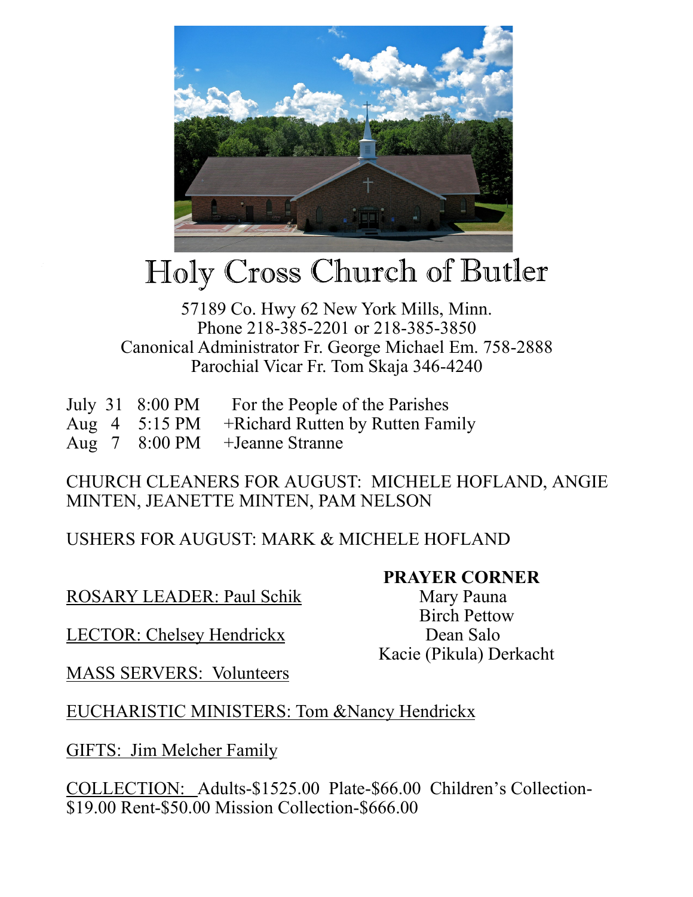# Holy Cross Church of Butler

57189 Co. Hwy 62 New York Mills, Minn.
Phone 218-385-2201 or 218-385-3850
Canonical Administrator Fr. George Michael Em. 758-2888
Parochial Vicar Fr. Tom Skaja 346-4240

| | | |
|---|---|---|
| July 31 | 8:00 PM | For the People of the Parishes |
| Aug 4 | 5:15 PM | +Richard Rutten by Rutten Family |
| Aug 7 | 8:00 PM | +Jeanne Stranne |

CHURCH CLEANERS FOR AUGUST: MICHELE HOFLAND, ANGIE MINTEN, JEANETTE MINTEN, PAM NELSON

USHERS FOR AUGUST: MARK & MICHELE HOFLAND

ROSARY LEADER: Paul Schik

LECTOR: Chelsey Hendrickx

MASS SERVERS: Volunteers

**PRAYER CORNER**

Mary Pauna
Birch Pettow
Dean Salo
Kacie (Pikula) Derkacht

EUCHARISTIC MINISTERS: Tom &Nancy Hendrickx

GIFTS: Jim Melcher Family

COLLECTION: Adults-$1525.00 Plate-$66.00 Children's Collection-$19.00 Rent-$50.00 Mission Collection-$666.00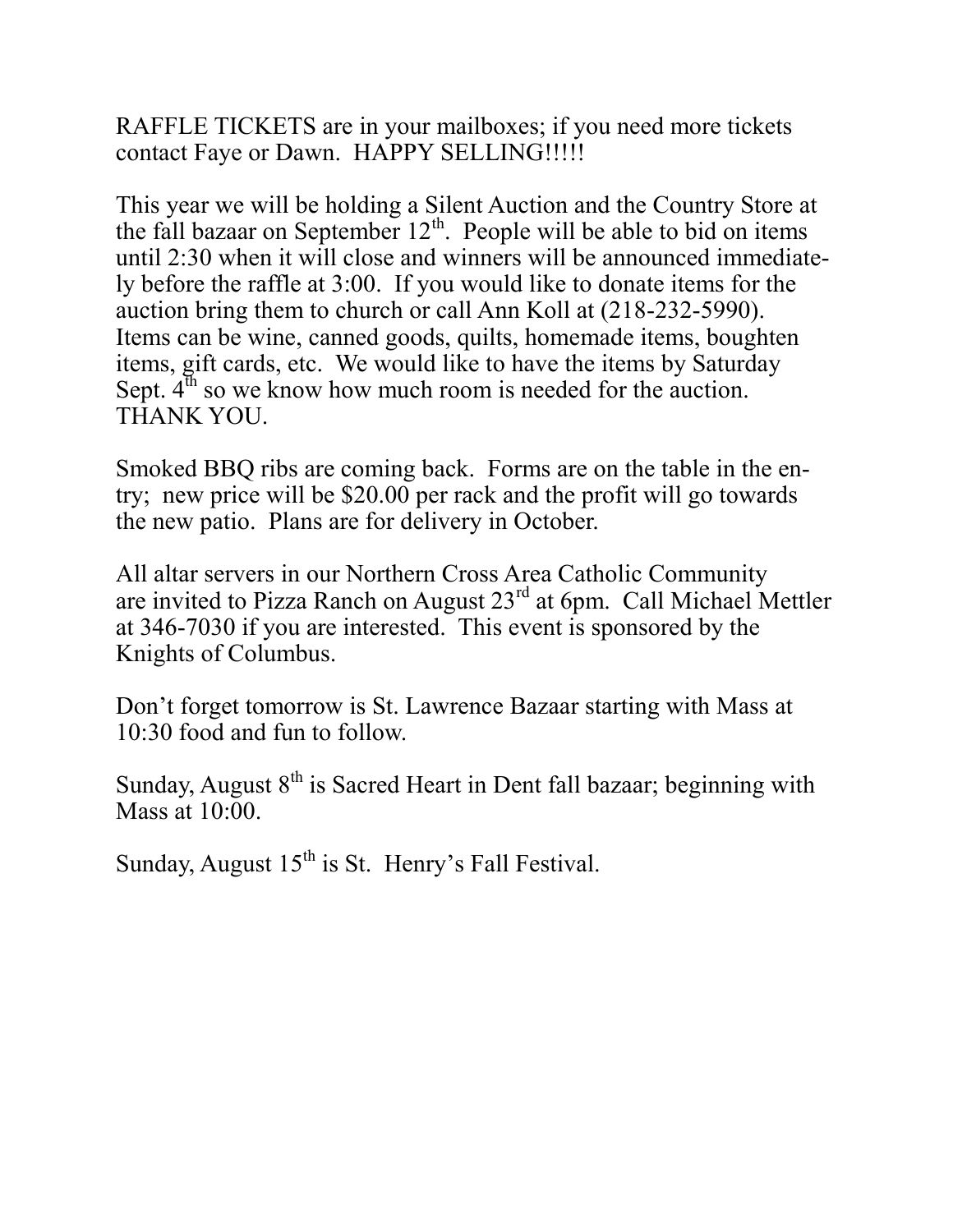RAFFLE TICKETS are in your mailboxes; if you need more tickets contact Faye or Dawn. HAPPY SELLING!!!!!

This year we will be holding a Silent Auction and the Country Store at the fall bazaar on September 12th. People will be able to bid on items until 2:30 when it will close and winners will be announced immediately before the raffle at 3:00. If you would like to donate items for the auction bring them to church or call Ann Koll at (218-232-5990). Items can be wine, canned goods, quilts, homemade items, boughten items, gift cards, etc. We would like to have the items by Saturday Sept. 4th so we know how much room is needed for the auction. THANK YOU.

Smoked BBQ ribs are coming back. Forms are on the table in the entry; new price will be $20.00 per rack and the profit will go towards the new patio. Plans are for delivery in October.

All altar servers in our Northern Cross Area Catholic Community are invited to Pizza Ranch on August 23rd at 6pm. Call Michael Mettler at 346-7030 if you are interested. This event is sponsored by the Knights of Columbus.

Don't forget tomorrow is St. Lawrence Bazaar starting with Mass at 10:30 food and fun to follow.

Sunday, August 8th is Sacred Heart in Dent fall bazaar; beginning with Mass at 10:00.

Sunday, August 15th is St. Henry's Fall Festival.